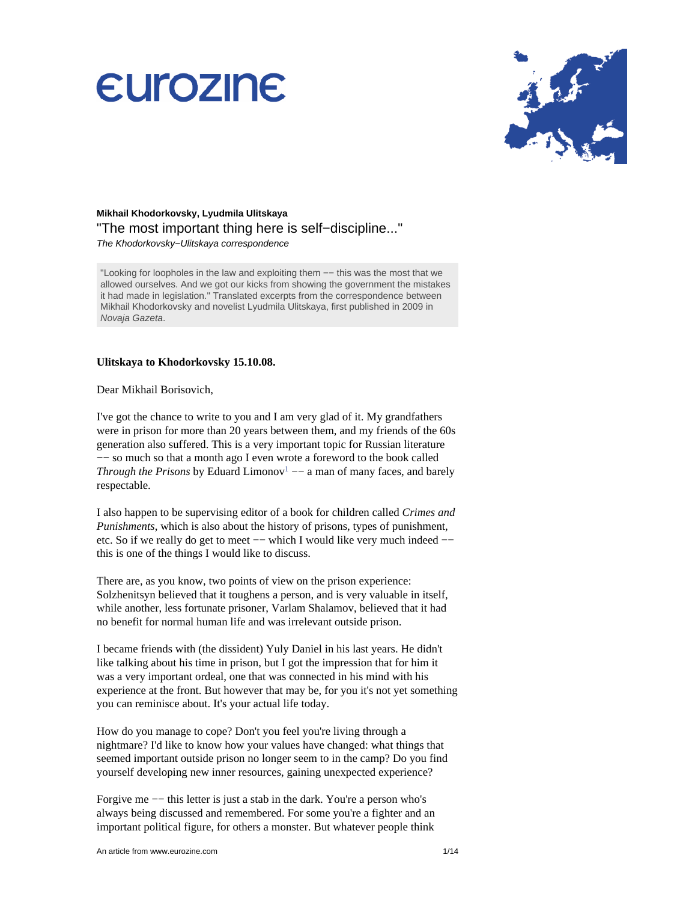**Mikhail Khodorkovsky, Lyudmila Ulitskaya**

# "The most important thing here is self−discipline..."

*The Khodorkovsky−Ulitskaya correspondence*

> "Looking for loopholes in the law and exploiting them −− this was the most that we allowed ourselves. And we got our kicks from showing the government the mistakes it had made in legislation." Translated excerpts from the correspondence between Mikhail Khodorkovsky and novelist Lyudmila Ulitskaya, first published in 2009 in *Novaja Gazeta*.

**Ulitskaya to Khodorkovsky 15.10.08.**

Dear Mikhail Borisovich,

I've got the chance to write to you and I am very glad of it. My grandfathers were in prison for more than 20 years between them, and my friends of the 60s generation also suffered. This is a very important topic for Russian literature −− so much so that a month ago I even wrote a foreword to the book called *Through the Prisons* by Eduard Limonov[1] −− a man of many faces, and barely respectable.

I also happen to be supervising editor of a book for children called *Crimes and Punishments*, which is also about the history of prisons, types of punishment, etc. So if we really do get to meet −− which I would like very much indeed −− this is one of the things I would like to discuss.

There are, as you know, two points of view on the prison experience: Solzhenitsyn believed that it toughens a person, and is very valuable in itself, while another, less fortunate prisoner, Varlam Shalamov, believed that it had no benefit for normal human life and was irrelevant outside prison.

I became friends with (the dissident) Yuly Daniel in his last years. He didn't like talking about his time in prison, but I got the impression that for him it was a very important ordeal, one that was connected in his mind with his experience at the front. But however that may be, for you it's not yet something you can reminisce about. It's your actual life today.

How do you manage to cope? Don't you feel you're living through a nightmare? I'd like to know how your values have changed: what things that seemed important outside prison no longer seem to in the camp? Do you find yourself developing new inner resources, gaining unexpected experience?

Forgive me −− this letter is just a stab in the dark. You're a person who's always being discussed and remembered. For some you're a fighter and an important political figure, for others a monster. But whatever people think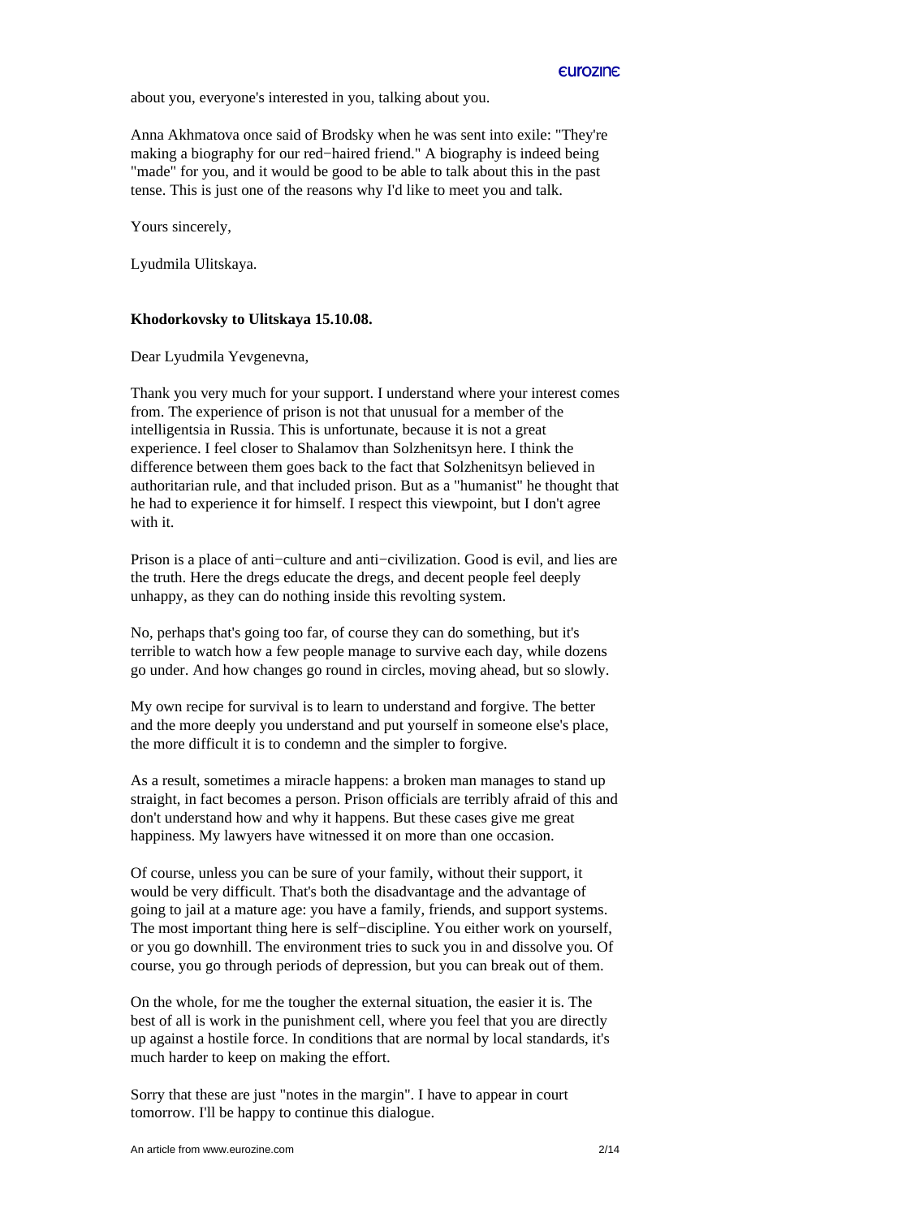about you, everyone's interested in you, talking about you.

Anna Akhmatova once said of Brodsky when he was sent into exile: "They're making a biography for our red−haired friend." A biography is indeed being "made" for you, and it would be good to be able to talk about this in the past tense. This is just one of the reasons why I'd like to meet you and talk.

Yours sincerely,

Lyudmila Ulitskaya.

**Khodorkovsky to Ulitskaya 15.10.08.**

Dear Lyudmila Yevgenevna,

Thank you very much for your support. I understand where your interest comes from. The experience of prison is not that unusual for a member of the intelligentsia in Russia. This is unfortunate, because it is not a great experience. I feel closer to Shalamov than Solzhenitsyn here. I think the difference between them goes back to the fact that Solzhenitsyn believed in authoritarian rule, and that included prison. But as a "humanist" he thought that he had to experience it for himself. I respect this viewpoint, but I don't agree with it.

Prison is a place of anti−culture and anti−civilization. Good is evil, and lies are the truth. Here the dregs educate the dregs, and decent people feel deeply unhappy, as they can do nothing inside this revolting system.

No, perhaps that's going too far, of course they can do something, but it's terrible to watch how a few people manage to survive each day, while dozens go under. And how changes go round in circles, moving ahead, but so slowly.

My own recipe for survival is to learn to understand and forgive. The better and the more deeply you understand and put yourself in someone else's place, the more difficult it is to condemn and the simpler to forgive.

As a result, sometimes a miracle happens: a broken man manages to stand up straight, in fact becomes a person. Prison officials are terribly afraid of this and don't understand how and why it happens. But these cases give me great happiness. My lawyers have witnessed it on more than one occasion.

Of course, unless you can be sure of your family, without their support, it would be very difficult. That's both the disadvantage and the advantage of going to jail at a mature age: you have a family, friends, and support systems. The most important thing here is self−discipline. You either work on yourself, or you go downhill. The environment tries to suck you in and dissolve you. Of course, you go through periods of depression, but you can break out of them.

On the whole, for me the tougher the external situation, the easier it is. The best of all is work in the punishment cell, where you feel that you are directly up against a hostile force. In conditions that are normal by local standards, it's much harder to keep on making the effort.

Sorry that these are just "notes in the margin". I have to appear in court tomorrow. I'll be happy to continue this dialogue.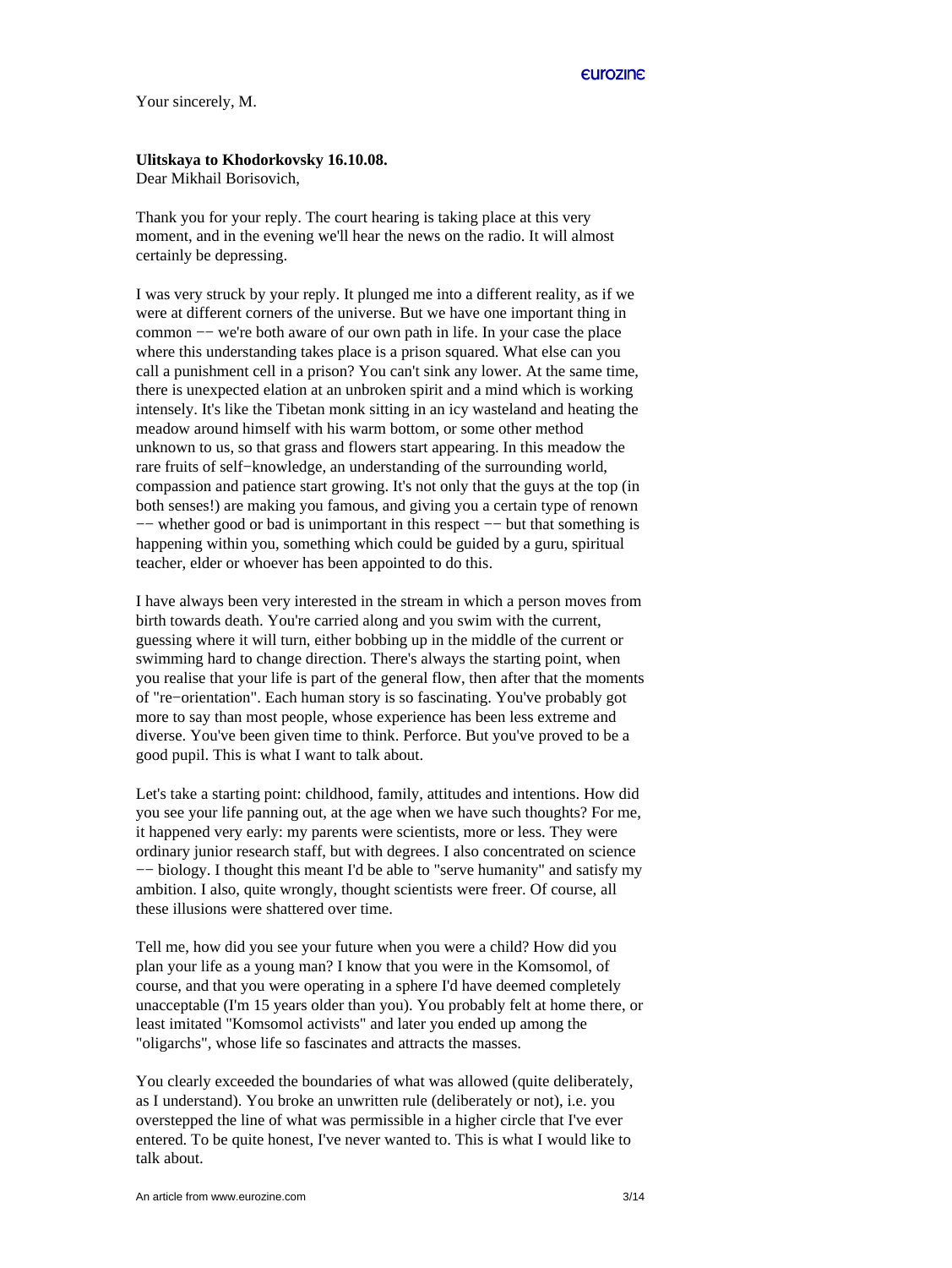Your sincerely, M.

**Ulitskaya to Khodorkovsky 16.10.08.**
Dear Mikhail Borisovich,

Thank you for your reply. The court hearing is taking place at this very moment, and in the evening we'll hear the news on the radio. It will almost certainly be depressing.

I was very struck by your reply. It plunged me into a different reality, as if we were at different corners of the universe. But we have one important thing in common -- we're both aware of our own path in life. In your case the place where this understanding takes place is a prison squared. What else can you call a punishment cell in a prison? You can't sink any lower. At the same time, there is unexpected elation at an unbroken spirit and a mind which is working intensely. It's like the Tibetan monk sitting in an icy wasteland and heating the meadow around himself with his warm bottom, or some other method unknown to us, so that grass and flowers start appearing. In this meadow the rare fruits of self-knowledge, an understanding of the surrounding world, compassion and patience start growing. It's not only that the guys at the top (in both senses!) are making you famous, and giving you a certain type of renown -- whether good or bad is unimportant in this respect -- but that something is happening within you, something which could be guided by a guru, spiritual teacher, elder or whoever has been appointed to do this.

I have always been very interested in the stream in which a person moves from birth towards death. You're carried along and you swim with the current, guessing where it will turn, either bobbing up in the middle of the current or swimming hard to change direction. There's always the starting point, when you realise that your life is part of the general flow, then after that the moments of "re-orientation". Each human story is so fascinating. You've probably got more to say than most people, whose experience has been less extreme and diverse. You've been given time to think. Perforce. But you've proved to be a good pupil. This is what I want to talk about.

Let's take a starting point: childhood, family, attitudes and intentions. How did you see your life panning out, at the age when we have such thoughts? For me, it happened very early: my parents were scientists, more or less. They were ordinary junior research staff, but with degrees. I also concentrated on science -- biology. I thought this meant I'd be able to "serve humanity" and satisfy my ambition. I also, quite wrongly, thought scientists were freer. Of course, all these illusions were shattered over time.

Tell me, how did you see your future when you were a child? How did you plan your life as a young man? I know that you were in the Komsomol, of course, and that you were operating in a sphere I'd have deemed completely unacceptable (I'm 15 years older than you). You probably felt at home there, or least imitated "Komsomol activists" and later you ended up among the "oligarchs", whose life so fascinates and attracts the masses.

You clearly exceeded the boundaries of what was allowed (quite deliberately, as I understand). You broke an unwritten rule (deliberately or not), i.e. you overstepped the line of what was permissible in a higher circle that I've ever entered. To be quite honest, I've never wanted to. This is what I would like to talk about.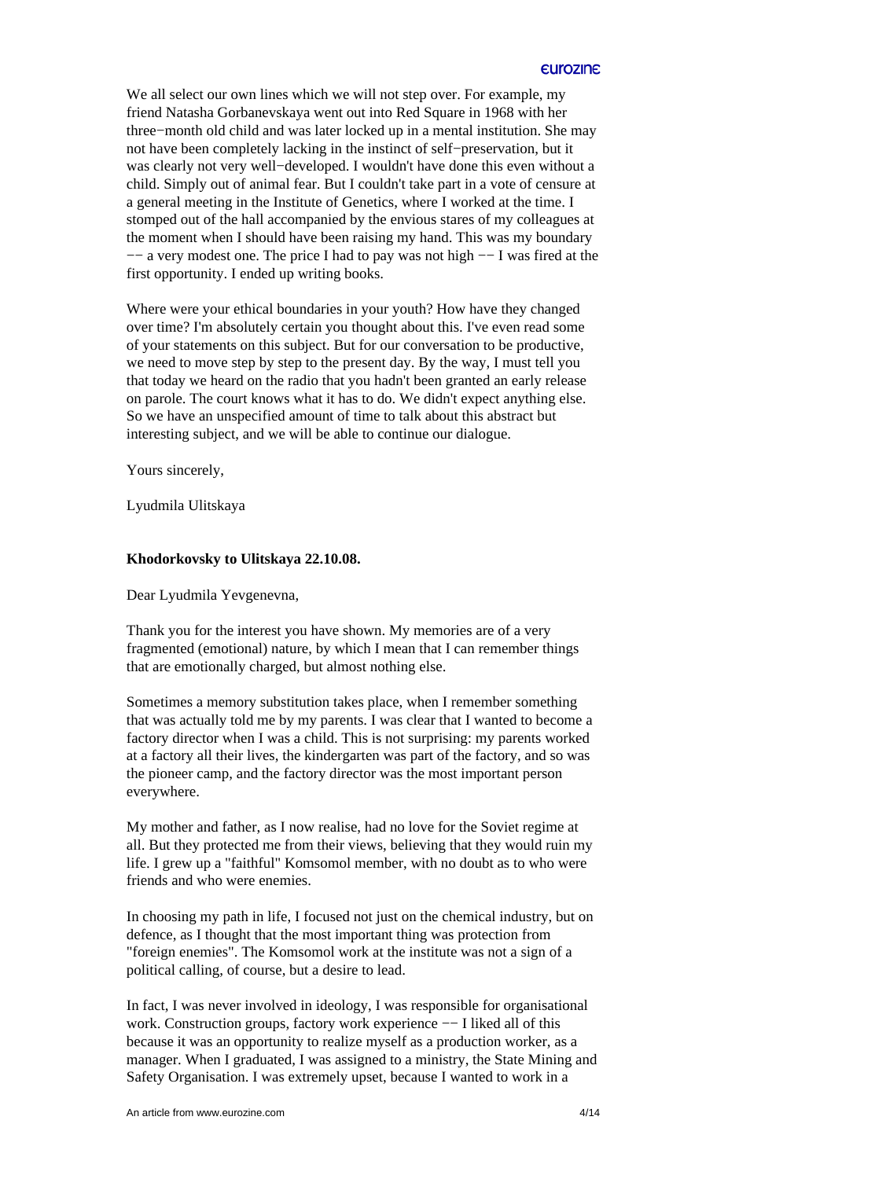We all select our own lines which we will not step over. For example, my friend Natasha Gorbanevskaya went out into Red Square in 1968 with her three−month old child and was later locked up in a mental institution. She may not have been completely lacking in the instinct of self−preservation, but it was clearly not very well−developed. I wouldn't have done this even without a child. Simply out of animal fear. But I couldn't take part in a vote of censure at a general meeting in the Institute of Genetics, where I worked at the time. I stomped out of the hall accompanied by the envious stares of my colleagues at the moment when I should have been raising my hand. This was my boundary −− a very modest one. The price I had to pay was not high −− I was fired at the first opportunity. I ended up writing books.

Where were your ethical boundaries in your youth? How have they changed over time? I'm absolutely certain you thought about this. I've even read some of your statements on this subject. But for our conversation to be productive, we need to move step by step to the present day. By the way, I must tell you that today we heard on the radio that you hadn't been granted an early release on parole. The court knows what it has to do. We didn't expect anything else. So we have an unspecified amount of time to talk about this abstract but interesting subject, and we will be able to continue our dialogue.

Yours sincerely,

Lyudmila Ulitskaya

**Khodorkovsky to Ulitskaya 22.10.08.**

Dear Lyudmila Yevgenevna,

Thank you for the interest you have shown. My memories are of a very fragmented (emotional) nature, by which I mean that I can remember things that are emotionally charged, but almost nothing else.

Sometimes a memory substitution takes place, when I remember something that was actually told me by my parents. I was clear that I wanted to become a factory director when I was a child. This is not surprising: my parents worked at a factory all their lives, the kindergarten was part of the factory, and so was the pioneer camp, and the factory director was the most important person everywhere.

My mother and father, as I now realise, had no love for the Soviet regime at all. But they protected me from their views, believing that they would ruin my life. I grew up a "faithful" Komsomol member, with no doubt as to who were friends and who were enemies.

In choosing my path in life, I focused not just on the chemical industry, but on defence, as I thought that the most important thing was protection from "foreign enemies". The Komsomol work at the institute was not a sign of a political calling, of course, but a desire to lead.

In fact, I was never involved in ideology, I was responsible for organisational work. Construction groups, factory work experience −− I liked all of this because it was an opportunity to realize myself as a production worker, as a manager. When I graduated, I was assigned to a ministry, the State Mining and Safety Organisation. I was extremely upset, because I wanted to work in a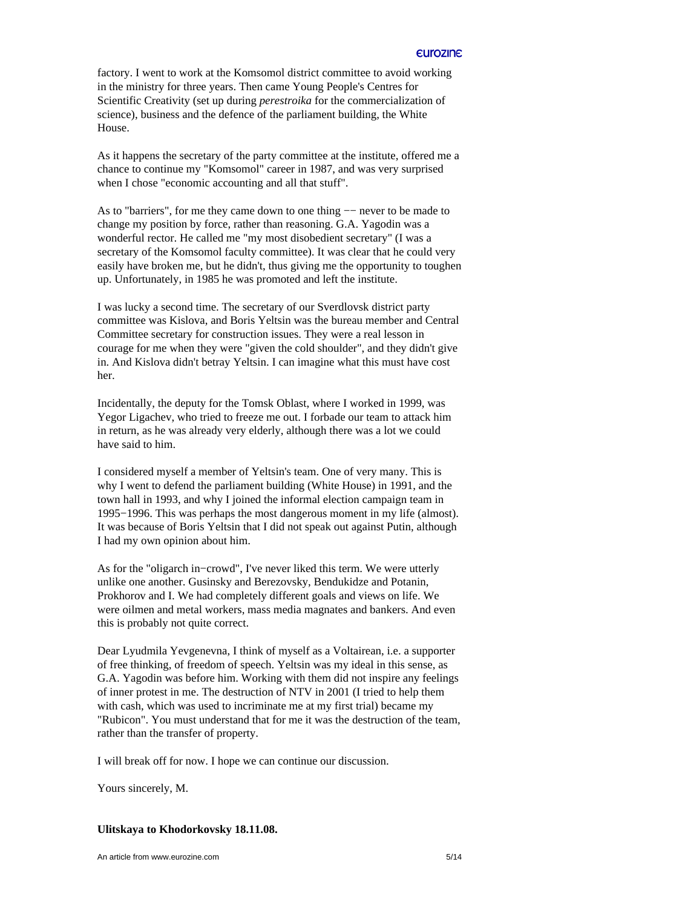factory. I went to work at the Komsomol district committee to avoid working in the ministry for three years. Then came Young People's Centres for Scientific Creativity (set up during *perestroika* for the commercialization of science), business and the defence of the parliament building, the White House.

As it happens the secretary of the party committee at the institute, offered me a chance to continue my "Komsomol" career in 1987, and was very surprised when I chose "economic accounting and all that stuff".

As to "barriers", for me they came down to one thing −− never to be made to change my position by force, rather than reasoning. G.A. Yagodin was a wonderful rector. He called me "my most disobedient secretary" (I was a secretary of the Komsomol faculty committee). It was clear that he could very easily have broken me, but he didn't, thus giving me the opportunity to toughen up. Unfortunately, in 1985 he was promoted and left the institute.

I was lucky a second time. The secretary of our Sverdlovsk district party committee was Kislova, and Boris Yeltsin was the bureau member and Central Committee secretary for construction issues. They were a real lesson in courage for me when they were "given the cold shoulder", and they didn't give in. And Kislova didn't betray Yeltsin. I can imagine what this must have cost her.

Incidentally, the deputy for the Tomsk Oblast, where I worked in 1999, was Yegor Ligachev, who tried to freeze me out. I forbade our team to attack him in return, as he was already very elderly, although there was a lot we could have said to him.

I considered myself a member of Yeltsin's team. One of very many. This is why I went to defend the parliament building (White House) in 1991, and the town hall in 1993, and why I joined the informal election campaign team in 1995−1996. This was perhaps the most dangerous moment in my life (almost). It was because of Boris Yeltsin that I did not speak out against Putin, although I had my own opinion about him.

As for the "oligarch in−crowd", I've never liked this term. We were utterly unlike one another. Gusinsky and Berezovsky, Bendukidze and Potanin, Prokhorov and I. We had completely different goals and views on life. We were oilmen and metal workers, mass media magnates and bankers. And even this is probably not quite correct.

Dear Lyudmila Yevgenevna, I think of myself as a Voltairean, i.e. a supporter of free thinking, of freedom of speech. Yeltsin was my ideal in this sense, as G.A. Yagodin was before him. Working with them did not inspire any feelings of inner protest in me. The destruction of NTV in 2001 (I tried to help them with cash, which was used to incriminate me at my first trial) became my "Rubicon". You must understand that for me it was the destruction of the team, rather than the transfer of property.

I will break off for now. I hope we can continue our discussion.

Yours sincerely, M.

**Ulitskaya to Khodorkovsky 18.11.08.**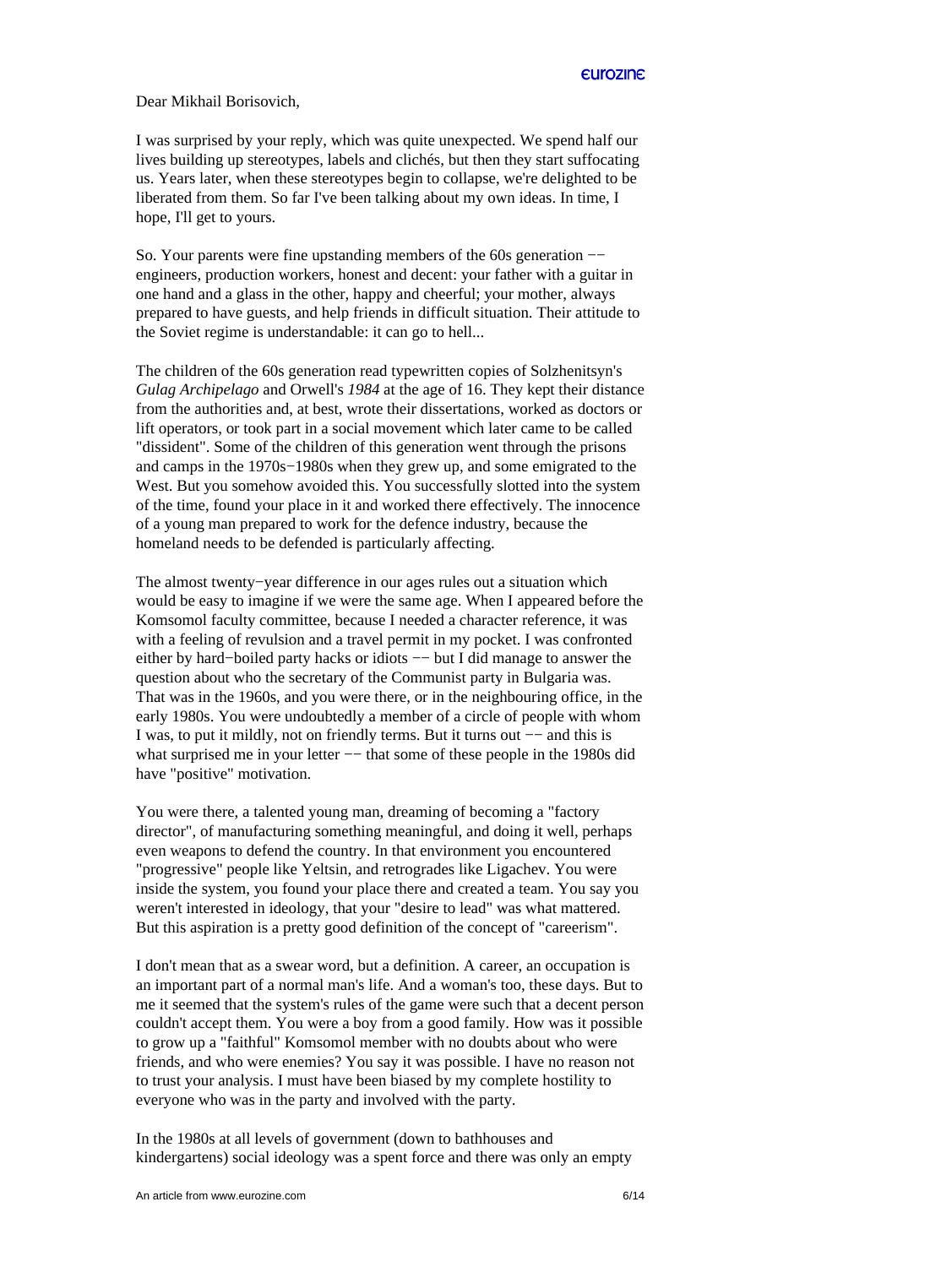Dear Mikhail Borisovich,

I was surprised by your reply, which was quite unexpected. We spend half our lives building up stereotypes, labels and clichés, but then they start suffocating us. Years later, when these stereotypes begin to collapse, we're delighted to be liberated from them. So far I've been talking about my own ideas. In time, I hope, I'll get to yours.

So. Your parents were fine upstanding members of the 60s generation -- engineers, production workers, honest and decent: your father with a guitar in one hand and a glass in the other, happy and cheerful; your mother, always prepared to have guests, and help friends in difficult situation. Their attitude to the Soviet regime is understandable: it can go to hell...

The children of the 60s generation read typewritten copies of Solzhenitsyn's *Gulag Archipelago* and Orwell's *1984* at the age of 16. They kept their distance from the authorities and, at best, wrote their dissertations, worked as doctors or lift operators, or took part in a social movement which later came to be called "dissident". Some of the children of this generation went through the prisons and camps in the 1970s-1980s when they grew up, and some emigrated to the West. But you somehow avoided this. You successfully slotted into the system of the time, found your place in it and worked there effectively. The innocence of a young man prepared to work for the defence industry, because the homeland needs to be defended is particularly affecting.

The almost twenty-year difference in our ages rules out a situation which would be easy to imagine if we were the same age. When I appeared before the Komsomol faculty committee, because I needed a character reference, it was with a feeling of revulsion and a travel permit in my pocket. I was confronted either by hard-boiled party hacks or idiots -- but I did manage to answer the question about who the secretary of the Communist party in Bulgaria was. That was in the 1960s, and you were there, or in the neighbouring office, in the early 1980s. You were undoubtedly a member of a circle of people with whom I was, to put it mildly, not on friendly terms. But it turns out -- and this is what surprised me in your letter -- that some of these people in the 1980s did have "positive" motivation.

You were there, a talented young man, dreaming of becoming a "factory director", of manufacturing something meaningful, and doing it well, perhaps even weapons to defend the country. In that environment you encountered "progressive" people like Yeltsin, and retrogrades like Ligachev. You were inside the system, you found your place there and created a team. You say you weren't interested in ideology, that your "desire to lead" was what mattered. But this aspiration is a pretty good definition of the concept of "careerism".

I don't mean that as a swear word, but a definition. A career, an occupation is an important part of a normal man's life. And a woman's too, these days. But to me it seemed that the system's rules of the game were such that a decent person couldn't accept them. You were a boy from a good family. How was it possible to grow up a "faithful" Komsomol member with no doubts about who were friends, and who were enemies? You say it was possible. I have no reason not to trust your analysis. I must have been biased by my complete hostility to everyone who was in the party and involved with the party.

In the 1980s at all levels of government (down to bathhouses and kindergartens) social ideology was a spent force and there was only an empty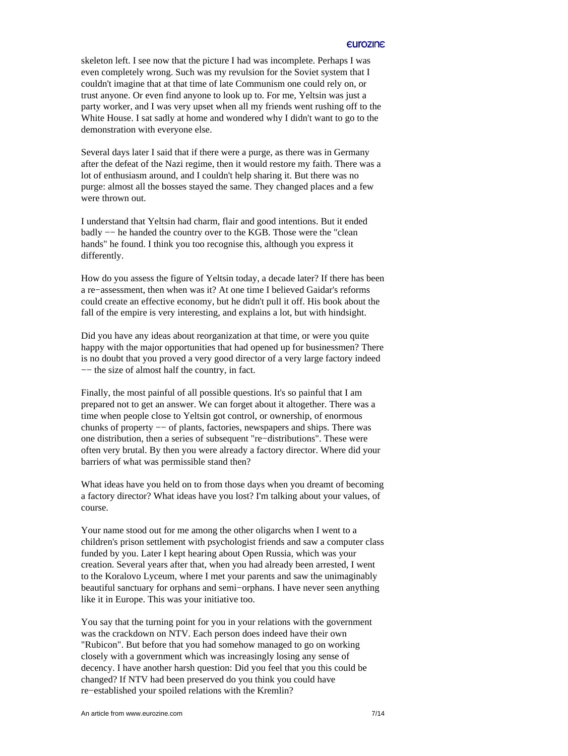skeleton left. I see now that the picture I had was incomplete. Perhaps I was even completely wrong. Such was my revulsion for the Soviet system that I couldn't imagine that at that time of late Communism one could rely on, or trust anyone. Or even find anyone to look up to. For me, Yeltsin was just a party worker, and I was very upset when all my friends went rushing off to the White House. I sat sadly at home and wondered why I didn't want to go to the demonstration with everyone else.

Several days later I said that if there were a purge, as there was in Germany after the defeat of the Nazi regime, then it would restore my faith. There was a lot of enthusiasm around, and I couldn't help sharing it. But there was no purge: almost all the bosses stayed the same. They changed places and a few were thrown out.

I understand that Yeltsin had charm, flair and good intentions. But it ended badly -- he handed the country over to the KGB. Those were the "clean hands" he found. I think you too recognise this, although you express it differently.

How do you assess the figure of Yeltsin today, a decade later? If there has been a re-assessment, then when was it? At one time I believed Gaidar's reforms could create an effective economy, but he didn't pull it off. His book about the fall of the empire is very interesting, and explains a lot, but with hindsight.

Did you have any ideas about reorganization at that time, or were you quite happy with the major opportunities that had opened up for businessmen? There is no doubt that you proved a very good director of a very large factory indeed -- the size of almost half the country, in fact.

Finally, the most painful of all possible questions. It's so painful that I am prepared not to get an answer. We can forget about it altogether. There was a time when people close to Yeltsin got control, or ownership, of enormous chunks of property -- of plants, factories, newspapers and ships. There was one distribution, then a series of subsequent "re-distributions". These were often very brutal. By then you were already a factory director. Where did your barriers of what was permissible stand then?

What ideas have you held on to from those days when you dreamt of becoming a factory director? What ideas have you lost? I'm talking about your values, of course.

Your name stood out for me among the other oligarchs when I went to a children's prison settlement with psychologist friends and saw a computer class funded by you. Later I kept hearing about Open Russia, which was your creation. Several years after that, when you had already been arrested, I went to the Koralovo Lyceum, where I met your parents and saw the unimaginably beautiful sanctuary for orphans and semi-orphans. I have never seen anything like it in Europe. This was your initiative too.

You say that the turning point for you in your relations with the government was the crackdown on NTV. Each person does indeed have their own "Rubicon". But before that you had somehow managed to go on working closely with a government which was increasingly losing any sense of decency. I have another harsh question: Did you feel that you this could be changed? If NTV had been preserved do you think you could have re-established your spoiled relations with the Kremlin?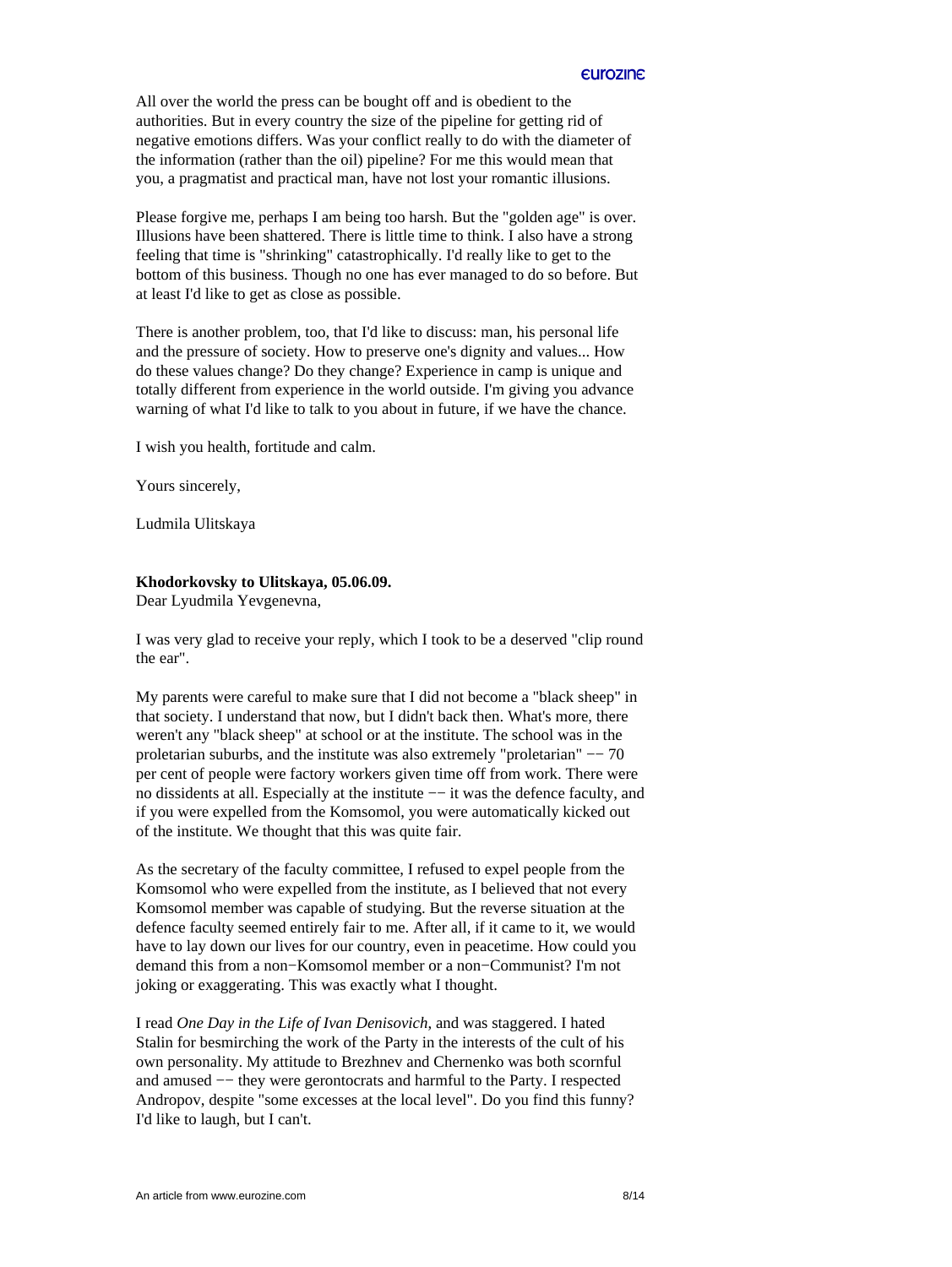All over the world the press can be bought off and is obedient to the authorities. But in every country the size of the pipeline for getting rid of negative emotions differs. Was your conflict really to do with the diameter of the information (rather than the oil) pipeline? For me this would mean that you, a pragmatist and practical man, have not lost your romantic illusions.

Please forgive me, perhaps I am being too harsh. But the "golden age" is over. Illusions have been shattered. There is little time to think. I also have a strong feeling that time is "shrinking" catastrophically. I'd really like to get to the bottom of this business. Though no one has ever managed to do so before. But at least I'd like to get as close as possible.

There is another problem, too, that I'd like to discuss: man, his personal life and the pressure of society. How to preserve one's dignity and values... How do these values change? Do they change? Experience in camp is unique and totally different from experience in the world outside. I'm giving you advance warning of what I'd like to talk to you about in future, if we have the chance.

I wish you health, fortitude and calm.

Yours sincerely,

Ludmila Ulitskaya

**Khodorkovsky to Ulitskaya, 05.06.09.**
Dear Lyudmila Yevgenevna,

I was very glad to receive your reply, which I took to be a deserved "clip round the ear".

My parents were careful to make sure that I did not become a "black sheep" in that society. I understand that now, but I didn't back then. What's more, there weren't any "black sheep" at school or at the institute. The school was in the proletarian suburbs, and the institute was also extremely "proletarian" −− 70 per cent of people were factory workers given time off from work. There were no dissidents at all. Especially at the institute −− it was the defence faculty, and if you were expelled from the Komsomol, you were automatically kicked out of the institute. We thought that this was quite fair.

As the secretary of the faculty committee, I refused to expel people from the Komsomol who were expelled from the institute, as I believed that not every Komsomol member was capable of studying. But the reverse situation at the defence faculty seemed entirely fair to me. After all, if it came to it, we would have to lay down our lives for our country, even in peacetime. How could you demand this from a non−Komsomol member or a non−Communist? I'm not joking or exaggerating. This was exactly what I thought.

I read *One Day in the Life of Ivan Denisovich*, and was staggered. I hated Stalin for besmirching the work of the Party in the interests of the cult of his own personality. My attitude to Brezhnev and Chernenko was both scornful and amused −− they were gerontocrats and harmful to the Party. I respected Andropov, despite "some excesses at the local level". Do you find this funny? I'd like to laugh, but I can't.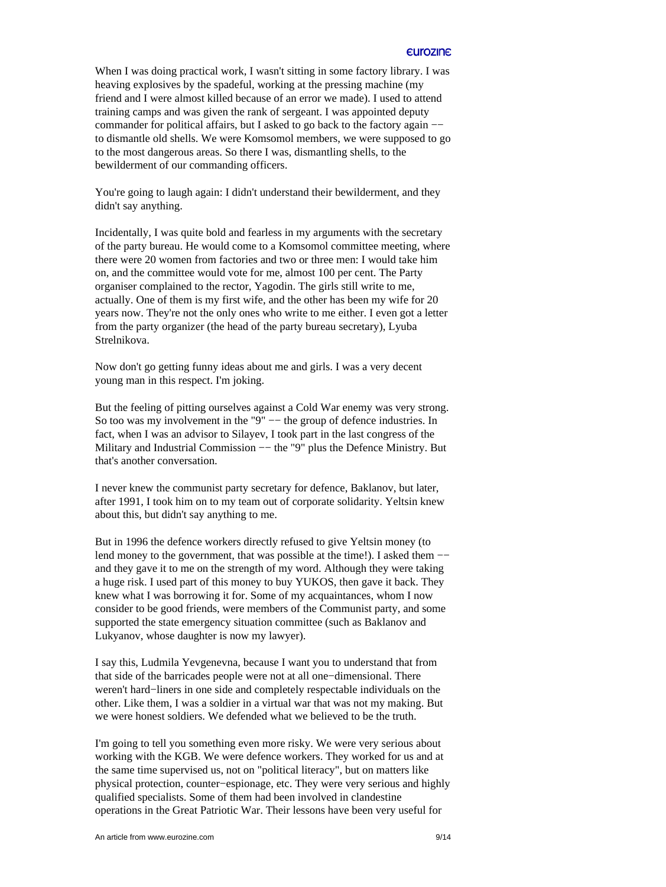When I was doing practical work, I wasn't sitting in some factory library. I was heaving explosives by the spadeful, working at the pressing machine (my friend and I were almost killed because of an error we made). I used to attend training camps and was given the rank of sergeant. I was appointed deputy commander for political affairs, but I asked to go back to the factory again −− to dismantle old shells. We were Komsomol members, we were supposed to go to the most dangerous areas. So there I was, dismantling shells, to the bewilderment of our commanding officers.

You're going to laugh again: I didn't understand their bewilderment, and they didn't say anything.

Incidentally, I was quite bold and fearless in my arguments with the secretary of the party bureau. He would come to a Komsomol committee meeting, where there were 20 women from factories and two or three men: I would take him on, and the committee would vote for me, almost 100 per cent. The Party organiser complained to the rector, Yagodin. The girls still write to me, actually. One of them is my first wife, and the other has been my wife for 20 years now. They're not the only ones who write to me either. I even got a letter from the party organizer (the head of the party bureau secretary), Lyuba Strelnikova.

Now don't go getting funny ideas about me and girls. I was a very decent young man in this respect. I'm joking.

But the feeling of pitting ourselves against a Cold War enemy was very strong. So too was my involvement in the "9" −− the group of defence industries. In fact, when I was an advisor to Silayev, I took part in the last congress of the Military and Industrial Commission −− the "9" plus the Defence Ministry. But that's another conversation.

I never knew the communist party secretary for defence, Baklanov, but later, after 1991, I took him on to my team out of corporate solidarity. Yeltsin knew about this, but didn't say anything to me.

But in 1996 the defence workers directly refused to give Yeltsin money (to lend money to the government, that was possible at the time!). I asked them −− and they gave it to me on the strength of my word. Although they were taking a huge risk. I used part of this money to buy YUKOS, then gave it back. They knew what I was borrowing it for. Some of my acquaintances, whom I now consider to be good friends, were members of the Communist party, and some supported the state emergency situation committee (such as Baklanov and Lukyanov, whose daughter is now my lawyer).

I say this, Ludmila Yevgenevna, because I want you to understand that from that side of the barricades people were not at all one−dimensional. There weren't hard−liners in one side and completely respectable individuals on the other. Like them, I was a soldier in a virtual war that was not my making. But we were honest soldiers. We defended what we believed to be the truth.

I'm going to tell you something even more risky. We were very serious about working with the KGB. We were defence workers. They worked for us and at the same time supervised us, not on "political literacy", but on matters like physical protection, counter−espionage, etc. They were very serious and highly qualified specialists. Some of them had been involved in clandestine operations in the Great Patriotic War. Their lessons have been very useful for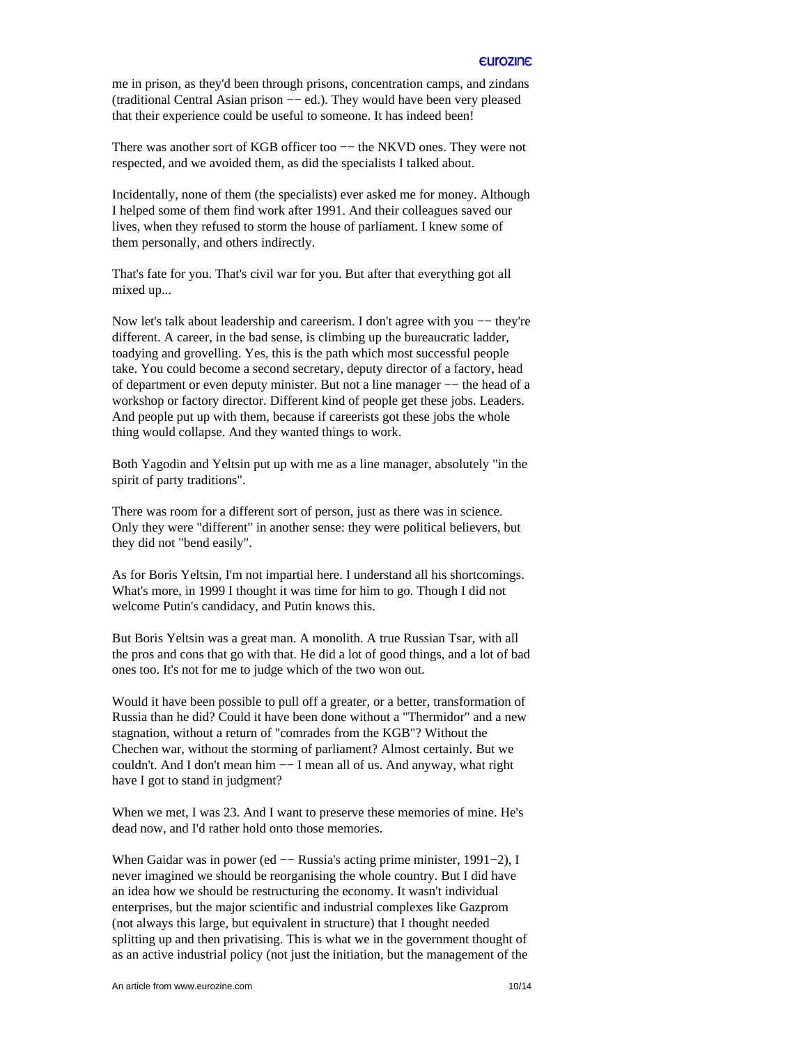me in prison, as they'd been through prisons, concentration camps, and zindans (traditional Central Asian prison –– ed.). They would have been very pleased that their experience could be useful to someone. It has indeed been!

There was another sort of KGB officer too –– the NKVD ones. They were not respected, and we avoided them, as did the specialists I talked about.

Incidentally, none of them (the specialists) ever asked me for money. Although I helped some of them find work after 1991. And their colleagues saved our lives, when they refused to storm the house of parliament. I knew some of them personally, and others indirectly.

That's fate for you. That's civil war for you. But after that everything got all mixed up...

Now let's talk about leadership and careerism. I don't agree with you –– they're different. A career, in the bad sense, is climbing up the bureaucratic ladder, toadying and grovelling. Yes, this is the path which most successful people take. You could become a second secretary, deputy director of a factory, head of department or even deputy minister. But not a line manager –– the head of a workshop or factory director. Different kind of people get these jobs. Leaders. And people put up with them, because if careerists got these jobs the whole thing would collapse. And they wanted things to work.

Both Yagodin and Yeltsin put up with me as a line manager, absolutely "in the spirit of party traditions".

There was room for a different sort of person, just as there was in science. Only they were "different" in another sense: they were political believers, but they did not "bend easily".

As for Boris Yeltsin, I'm not impartial here. I understand all his shortcomings. What's more, in 1999 I thought it was time for him to go. Though I did not welcome Putin's candidacy, and Putin knows this.

But Boris Yeltsin was a great man. A monolith. A true Russian Tsar, with all the pros and cons that go with that. He did a lot of good things, and a lot of bad ones too. It's not for me to judge which of the two won out.

Would it have been possible to pull off a greater, or a better, transformation of Russia than he did? Could it have been done without a "Thermidor" and a new stagnation, without a return of "comrades from the KGB"? Without the Chechen war, without the storming of parliament? Almost certainly. But we couldn't. And I don't mean him –– I mean all of us. And anyway, what right have I got to stand in judgment?

When we met, I was 23. And I want to preserve these memories of mine. He's dead now, and I'd rather hold onto those memories.

When Gaidar was in power (ed –– Russia's acting prime minister, 1991–2), I never imagined we should be reorganising the whole country. But I did have an idea how we should be restructuring the economy. It wasn't individual enterprises, but the major scientific and industrial complexes like Gazprom (not always this large, but equivalent in structure) that I thought needed splitting up and then privatising. This is what we in the government thought of as an active industrial policy (not just the initiation, but the management of the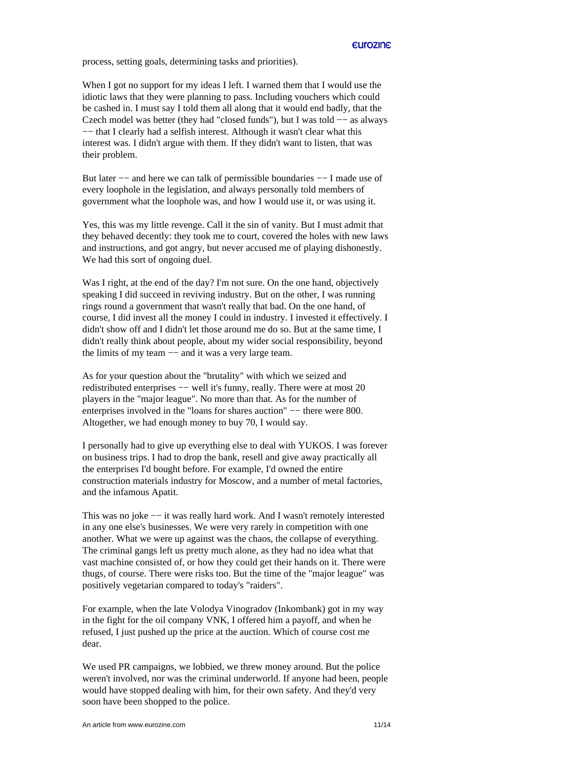process, setting goals, determining tasks and priorities).

When I got no support for my ideas I left. I warned them that I would use the idiotic laws that they were planning to pass. Including vouchers which could be cashed in. I must say I told them all along that it would end badly, that the Czech model was better (they had "closed funds"), but I was told −− as always −− that I clearly had a selfish interest. Although it wasn't clear what this interest was. I didn't argue with them. If they didn't want to listen, that was their problem.

But later −− and here we can talk of permissible boundaries −− I made use of every loophole in the legislation, and always personally told members of government what the loophole was, and how I would use it, or was using it.

Yes, this was my little revenge. Call it the sin of vanity. But I must admit that they behaved decently: they took me to court, covered the holes with new laws and instructions, and got angry, but never accused me of playing dishonestly. We had this sort of ongoing duel.

Was I right, at the end of the day? I'm not sure. On the one hand, objectively speaking I did succeed in reviving industry. But on the other, I was running rings round a government that wasn't really that bad. On the one hand, of course, I did invest all the money I could in industry. I invested it effectively. I didn't show off and I didn't let those around me do so. But at the same time, I didn't really think about people, about my wider social responsibility, beyond the limits of my team −− and it was a very large team.

As for your question about the "brutality" with which we seized and redistributed enterprises −− well it's funny, really. There were at most 20 players in the "major league". No more than that. As for the number of enterprises involved in the "loans for shares auction" −− there were 800. Altogether, we had enough money to buy 70, I would say.

I personally had to give up everything else to deal with YUKOS. I was forever on business trips. I had to drop the bank, resell and give away practically all the enterprises I'd bought before. For example, I'd owned the entire construction materials industry for Moscow, and a number of metal factories, and the infamous Apatit.

This was no joke −− it was really hard work. And I wasn't remotely interested in any one else's businesses. We were very rarely in competition with one another. What we were up against was the chaos, the collapse of everything. The criminal gangs left us pretty much alone, as they had no idea what that vast machine consisted of, or how they could get their hands on it. There were thugs, of course. There were risks too. But the time of the "major league" was positively vegetarian compared to today's "raiders".

For example, when the late Volodya Vinogradov (Inkombank) got in my way in the fight for the oil company VNK, I offered him a payoff, and when he refused, I just pushed up the price at the auction. Which of course cost me dear.

We used PR campaigns, we lobbied, we threw money around. But the police weren't involved, nor was the criminal underworld. If anyone had been, people would have stopped dealing with him, for their own safety. And they'd very soon have been shopped to the police.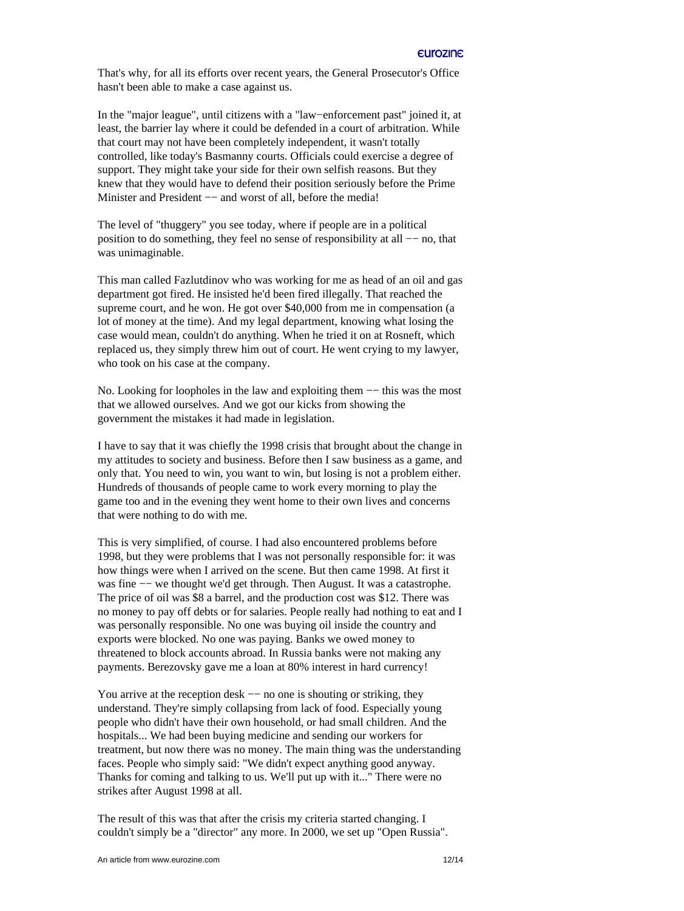That's why, for all its efforts over recent years, the General Prosecutor's Office hasn't been able to make a case against us.

In the "major league", until citizens with a "law−enforcement past" joined it, at least, the barrier lay where it could be defended in a court of arbitration. While that court may not have been completely independent, it wasn't totally controlled, like today's Basmanny courts. Officials could exercise a degree of support. They might take your side for their own selfish reasons. But they knew that they would have to defend their position seriously before the Prime Minister and President −− and worst of all, before the media!

The level of "thuggery" you see today, where if people are in a political position to do something, they feel no sense of responsibility at all −− no, that was unimaginable.

This man called Fazlutdinov who was working for me as head of an oil and gas department got fired. He insisted he'd been fired illegally. That reached the supreme court, and he won. He got over $40,000 from me in compensation (a lot of money at the time). And my legal department, knowing what losing the case would mean, couldn't do anything. When he tried it on at Rosneft, which replaced us, they simply threw him out of court. He went crying to my lawyer, who took on his case at the company.

No. Looking for loopholes in the law and exploiting them −− this was the most that we allowed ourselves. And we got our kicks from showing the government the mistakes it had made in legislation.

I have to say that it was chiefly the 1998 crisis that brought about the change in my attitudes to society and business. Before then I saw business as a game, and only that. You need to win, you want to win, but losing is not a problem either. Hundreds of thousands of people came to work every morning to play the game too and in the evening they went home to their own lives and concerns that were nothing to do with me.

This is very simplified, of course. I had also encountered problems before 1998, but they were problems that I was not personally responsible for: it was how things were when I arrived on the scene. But then came 1998. At first it was fine −− we thought we'd get through. Then August. It was a catastrophe. The price of oil was $8 a barrel, and the production cost was $12. There was no money to pay off debts or for salaries. People really had nothing to eat and I was personally responsible. No one was buying oil inside the country and exports were blocked. No one was paying. Banks we owed money to threatened to block accounts abroad. In Russia banks were not making any payments. Berezovsky gave me a loan at 80% interest in hard currency!

You arrive at the reception desk −− no one is shouting or striking, they understand. They're simply collapsing from lack of food. Especially young people who didn't have their own household, or had small children. And the hospitals... We had been buying medicine and sending our workers for treatment, but now there was no money. The main thing was the understanding faces. People who simply said: "We didn't expect anything good anyway. Thanks for coming and talking to us. We'll put up with it..." There were no strikes after August 1998 at all.

The result of this was that after the crisis my criteria started changing. I couldn't simply be a "director" any more. In 2000, we set up "Open Russia".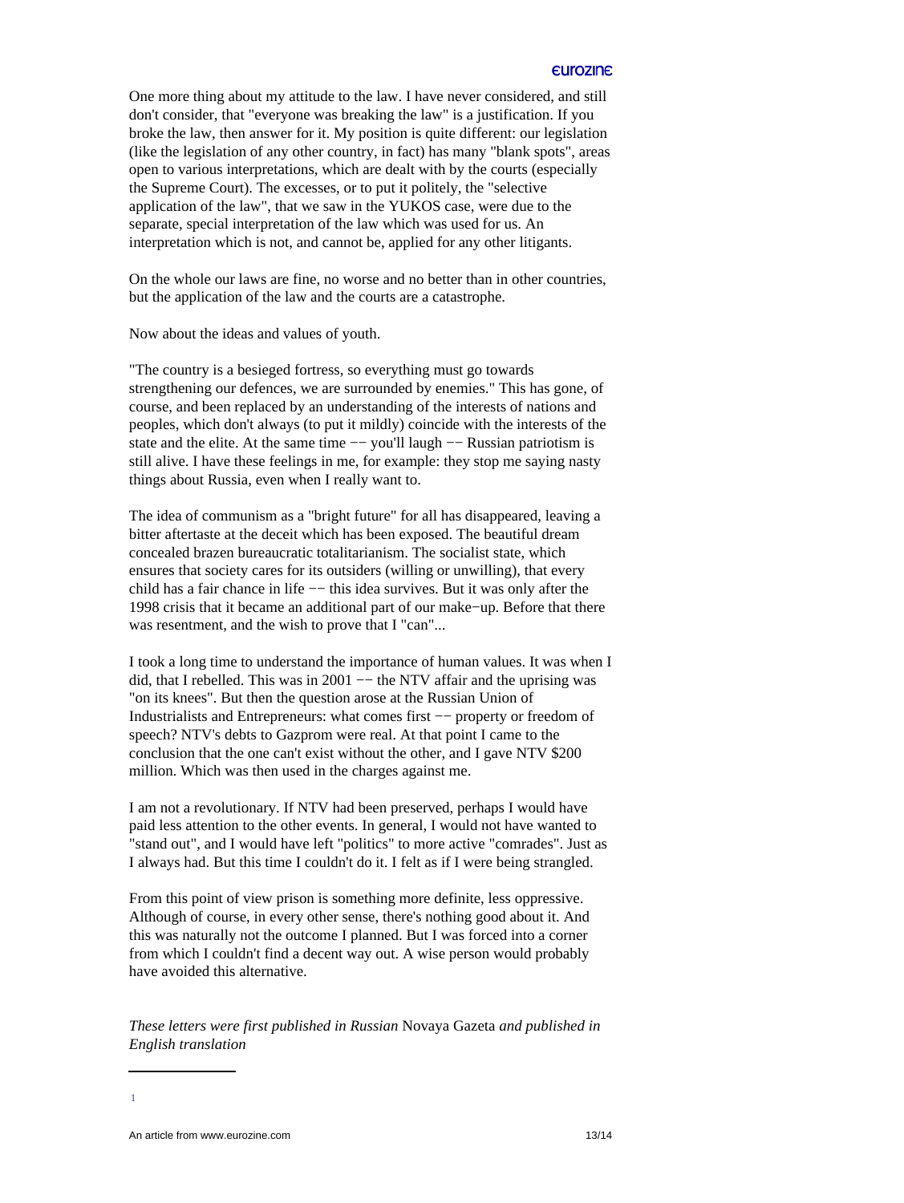One more thing about my attitude to the law. I have never considered, and still don't consider, that "everyone was breaking the law" is a justification. If you broke the law, then answer for it. My position is quite different: our legislation (like the legislation of any other country, in fact) has many "blank spots", areas open to various interpretations, which are dealt with by the courts (especially the Supreme Court). The excesses, or to put it politely, the "selective application of the law", that we saw in the YUKOS case, were due to the separate, special interpretation of the law which was used for us. An interpretation which is not, and cannot be, applied for any other litigants.

On the whole our laws are fine, no worse and no better than in other countries, but the application of the law and the courts are a catastrophe.

Now about the ideas and values of youth.

"The country is a besieged fortress, so everything must go towards strengthening our defences, we are surrounded by enemies." This has gone, of course, and been replaced by an understanding of the interests of nations and peoples, which don't always (to put it mildly) coincide with the interests of the state and the elite. At the same time -- you'll laugh -- Russian patriotism is still alive. I have these feelings in me, for example: they stop me saying nasty things about Russia, even when I really want to.

The idea of communism as a "bright future" for all has disappeared, leaving a bitter aftertaste at the deceit which has been exposed. The beautiful dream concealed brazen bureaucratic totalitarianism. The socialist state, which ensures that society cares for its outsiders (willing or unwilling), that every child has a fair chance in life -- this idea survives. But it was only after the 1998 crisis that it became an additional part of our make-up. Before that there was resentment, and the wish to prove that I "can"...

I took a long time to understand the importance of human values. It was when I did, that I rebelled. This was in 2001 -- the NTV affair and the uprising was "on its knees". But then the question arose at the Russian Union of Industrialists and Entrepreneurs: what comes first -- property or freedom of speech? NTV's debts to Gazprom were real. At that point I came to the conclusion that the one can't exist without the other, and I gave NTV $200 million. Which was then used in the charges against me.

I am not a revolutionary. If NTV had been preserved, perhaps I would have paid less attention to the other events. In general, I would not have wanted to "stand out", and I would have left "politics" to more active "comrades". Just as I always had. But this time I couldn't do it. I felt as if I were being strangled.

From this point of view prison is something more definite, less oppressive. Although of course, in every other sense, there's nothing good about it. And this was naturally not the outcome I planned. But I was forced into a corner from which I couldn't find a decent way out. A wise person would probably have avoided this alternative.

*These letters were first published in Russian* Novaya Gazeta *and published in English translation*

---

1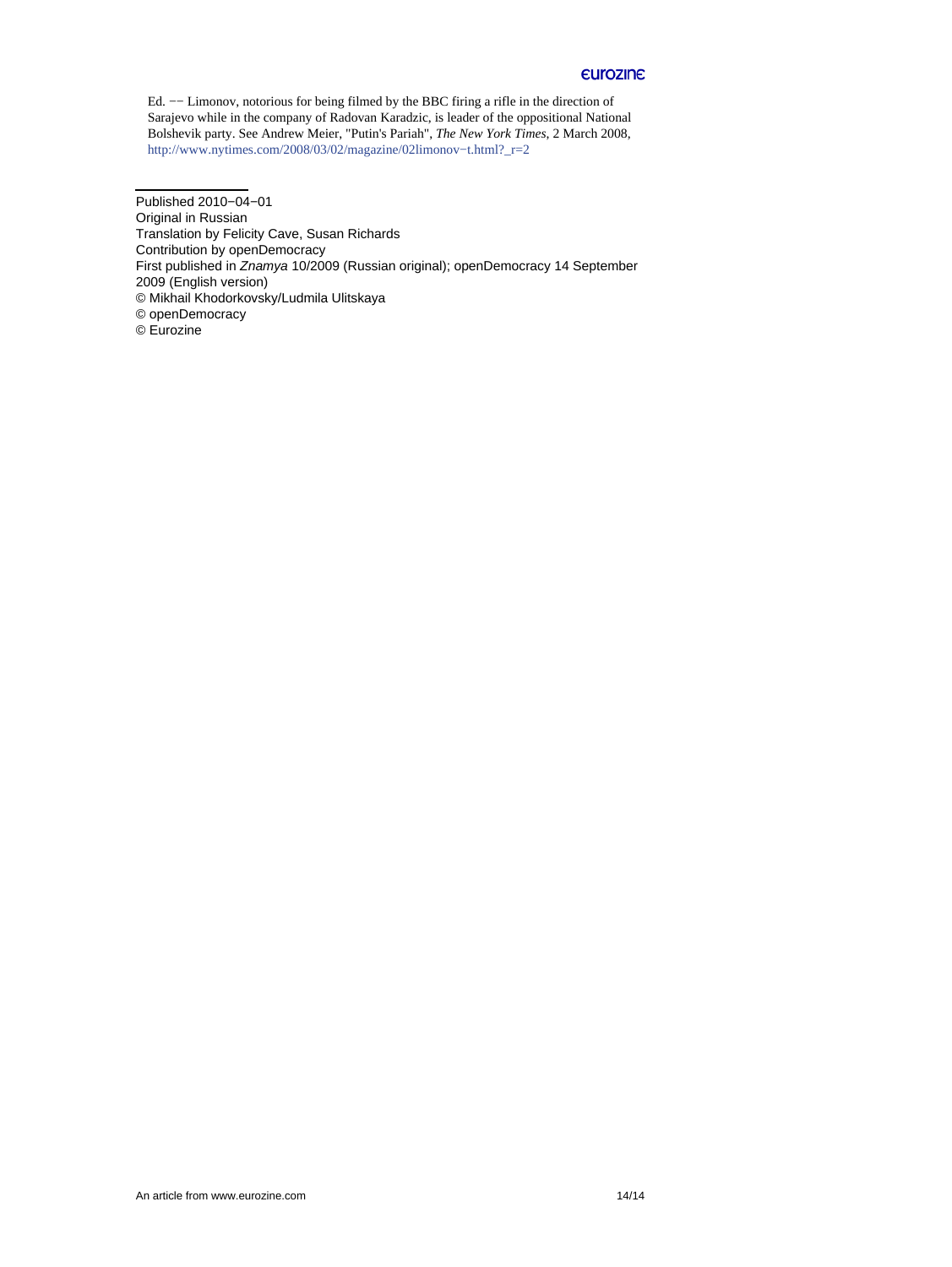Ed. -- Limonov, notorious for being filmed by the BBC firing a rifle in the direction of Sarajevo while in the company of Radovan Karadzic, is leader of the oppositional National Bolshevik party. See Andrew Meier, "Putin's Pariah", *The New York Times*, 2 March 2008, http://www.nytimes.com/2008/03/02/magazine/02limonov-t.html?_r=2

---

Published 2010-04-01
Original in Russian
Translation by Felicity Cave, Susan Richards
Contribution by openDemocracy
First published in *Znamya* 10/2009 (Russian original); openDemocracy 14 September 2009 (English version)
© Mikhail Khodorkovsky/Ludmila Ulitskaya
© openDemocracy
© Eurozine